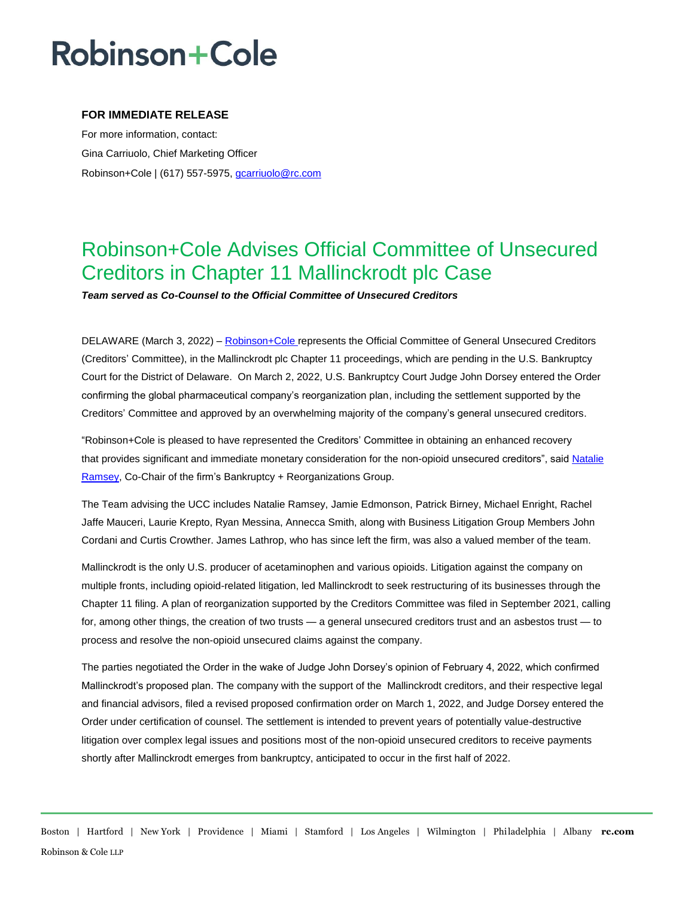# Robinson+Cole

**FOR IMMEDIATE RELEASE**

For more information, contact:
Gina Carriuolo, Chief Marketing Officer
Robinson+Cole | (617) 557-5975, gcarriuolo@rc.com

## Robinson+Cole Advises Official Committee of Unsecured Creditors in Chapter 11 Mallinckrodt plc Case

***Team served as Co-Counsel to the Official Committee of Unsecured Creditors***

DELAWARE (March 3, 2022) – Robinson+Cole represents the Official Committee of General Unsecured Creditors (Creditors' Committee), in the Mallinckrodt plc Chapter 11 proceedings, which are pending in the U.S. Bankruptcy Court for the District of Delaware. On March 2, 2022, U.S. Bankruptcy Court Judge John Dorsey entered the Order confirming the global pharmaceutical company's reorganization plan, including the settlement supported by the Creditors' Committee and approved by an overwhelming majority of the company's general unsecured creditors.

"Robinson+Cole is pleased to have represented the Creditors' Committee in obtaining an enhanced recovery that provides significant and immediate monetary consideration for the non-opioid unsecured creditors", said Natalie Ramsey, Co-Chair of the firm's Bankruptcy + Reorganizations Group.

The Team advising the UCC includes Natalie Ramsey, Jamie Edmonson, Patrick Birney, Michael Enright, Rachel Jaffe Mauceri, Laurie Krepto, Ryan Messina, Annecca Smith, along with Business Litigation Group Members John Cordani and Curtis Crowther. James Lathrop, who has since left the firm, was also a valued member of the team.

Mallinckrodt is the only U.S. producer of acetaminophen and various opioids. Litigation against the company on multiple fronts, including opioid-related litigation, led Mallinckrodt to seek restructuring of its businesses through the Chapter 11 filing. A plan of reorganization supported by the Creditors Committee was filed in September 2021, calling for, among other things, the creation of two trusts — a general unsecured creditors trust and an asbestos trust — to process and resolve the non-opioid unsecured claims against the company.

The parties negotiated the Order in the wake of Judge John Dorsey's opinion of February 4, 2022, which confirmed Mallinckrodt's proposed plan. The company with the support of the Mallinckrodt creditors, and their respective legal and financial advisors, filed a revised proposed confirmation order on March 1, 2022, and Judge Dorsey entered the Order under certification of counsel. The settlement is intended to prevent years of potentially value-destructive litigation over complex legal issues and positions most of the non-opioid unsecured creditors to receive payments shortly after Mallinckrodt emerges from bankruptcy, anticipated to occur in the first half of 2022.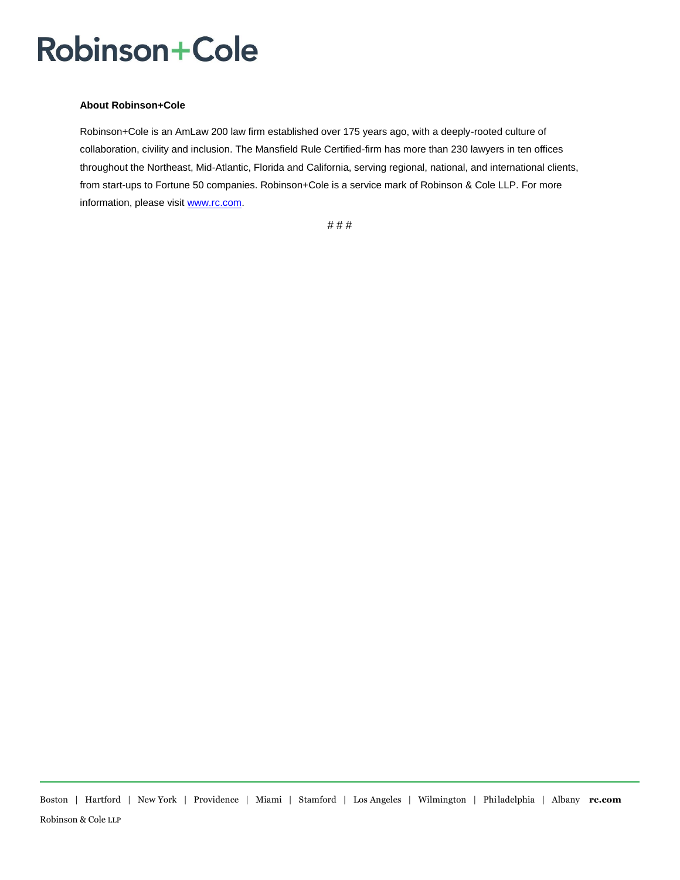**About Robinson+Cole**

Robinson+Cole is an AmLaw 200 law firm established over 175 years ago, with a deeply-rooted culture of collaboration, civility and inclusion. The Mansfield Rule Certified-firm has more than 230 lawyers in ten offices throughout the Northeast, Mid-Atlantic, Florida and California, serving regional, national, and international clients, from start-ups to Fortune 50 companies. Robinson+Cole is a service mark of Robinson & Cole LLP. For more information, please visit [www.rc.com](http://www.rc.com).

# # #